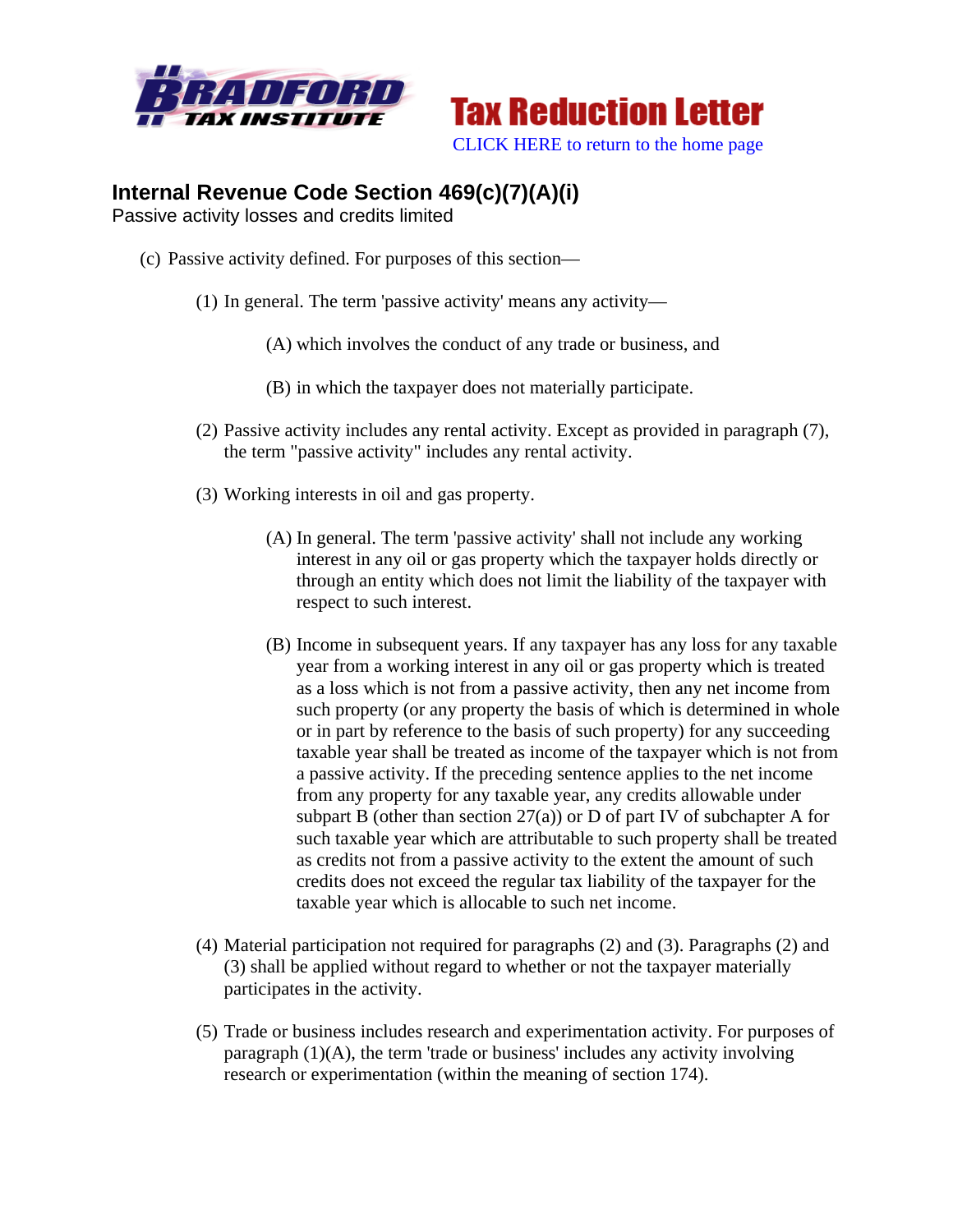**Tax Reduction Letter**

CLICK HERE to return to the home page

## Internal Revenue Code Section 469(c)(7)(A)(i)

Passive activity losses and credits limited

(c) Passive activity defined. For purposes of this section—

(1) In general. The term 'passive activity' means any activity—

(A) which involves the conduct of any trade or business, and

(B) in which the taxpayer does not materially participate.

(2) Passive activity includes any rental activity. Except as provided in paragraph (7), the term "passive activity" includes any rental activity.

(3) Working interests in oil and gas property.

(A) In general. The term 'passive activity' shall not include any working interest in any oil or gas property which the taxpayer holds directly or through an entity which does not limit the liability of the taxpayer with respect to such interest.

(B) Income in subsequent years. If any taxpayer has any loss for any taxable year from a working interest in any oil or gas property which is treated as a loss which is not from a passive activity, then any net income from such property (or any property the basis of which is determined in whole or in part by reference to the basis of such property) for any succeeding taxable year shall be treated as income of the taxpayer which is not from a passive activity. If the preceding sentence applies to the net income from any property for any taxable year, any credits allowable under subpart B (other than section 27(a)) or D of part IV of subchapter A for such taxable year which are attributable to such property shall be treated as credits not from a passive activity to the extent the amount of such credits does not exceed the regular tax liability of the taxpayer for the taxable year which is allocable to such net income.

(4) Material participation not required for paragraphs (2) and (3). Paragraphs (2) and (3) shall be applied without regard to whether or not the taxpayer materially participates in the activity.

(5) Trade or business includes research and experimentation activity. For purposes of paragraph (1)(A), the term 'trade or business' includes any activity involving research or experimentation (within the meaning of section 174).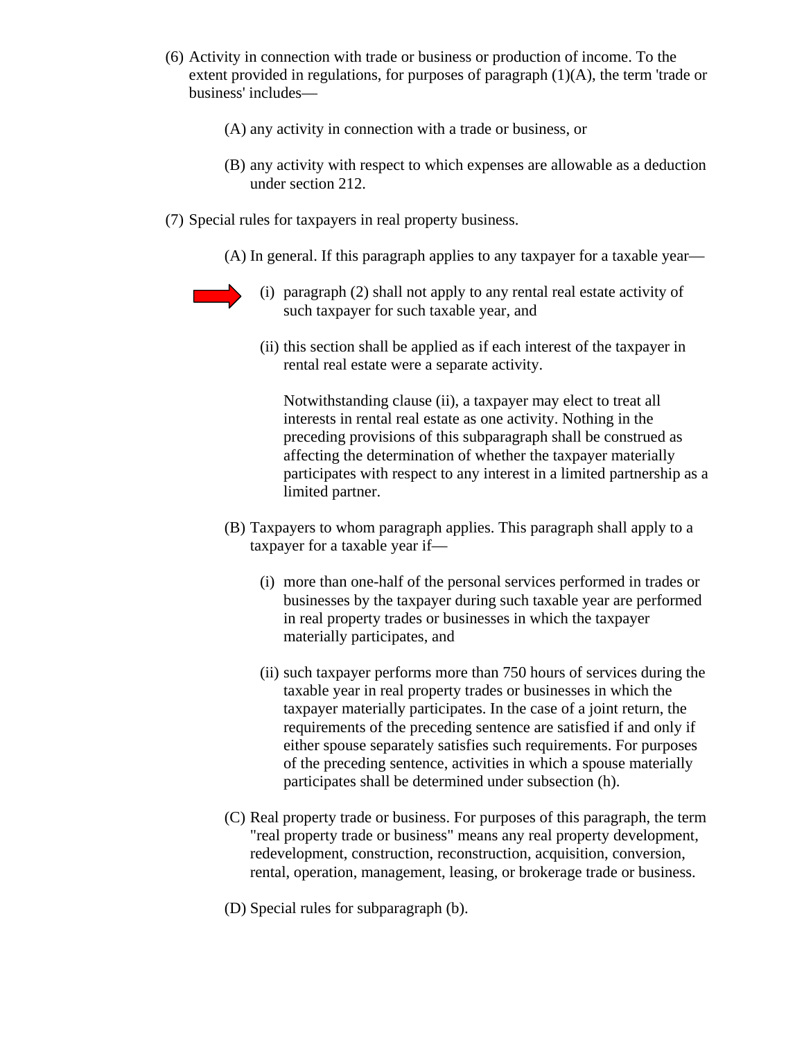(6) Activity in connection with trade or business or production of income. To the extent provided in regulations, for purposes of paragraph (1)(A), the term 'trade or business' includes—

   (A) any activity in connection with a trade or business, or

   (B) any activity with respect to which expenses are allowable as a deduction under section 212.

(7) Special rules for taxpayers in real property business.

   (A) In general. If this paragraph applies to any taxpayer for a taxable year—

      (i) paragraph (2) shall not apply to any rental real estate activity of such taxpayer for such taxable year, and

      (ii) this section shall be applied as if each interest of the taxpayer in rental real estate were a separate activity.

      Notwithstanding clause (ii), a taxpayer may elect to treat all interests in rental real estate as one activity. Nothing in the preceding provisions of this subparagraph shall be construed as affecting the determination of whether the taxpayer materially participates with respect to any interest in a limited partnership as a limited partner.

   (B) Taxpayers to whom paragraph applies. This paragraph shall apply to a taxpayer for a taxable year if—

      (i) more than one-half of the personal services performed in trades or businesses by the taxpayer during such taxable year are performed in real property trades or businesses in which the taxpayer materially participates, and

      (ii) such taxpayer performs more than 750 hours of services during the taxable year in real property trades or businesses in which the taxpayer materially participates. In the case of a joint return, the requirements of the preceding sentence are satisfied if and only if either spouse separately satisfies such requirements. For purposes of the preceding sentence, activities in which a spouse materially participates shall be determined under subsection (h).

   (C) Real property trade or business. For purposes of this paragraph, the term "real property trade or business" means any real property development, redevelopment, construction, reconstruction, acquisition, conversion, rental, operation, management, leasing, or brokerage trade or business.

   (D) Special rules for subparagraph (b).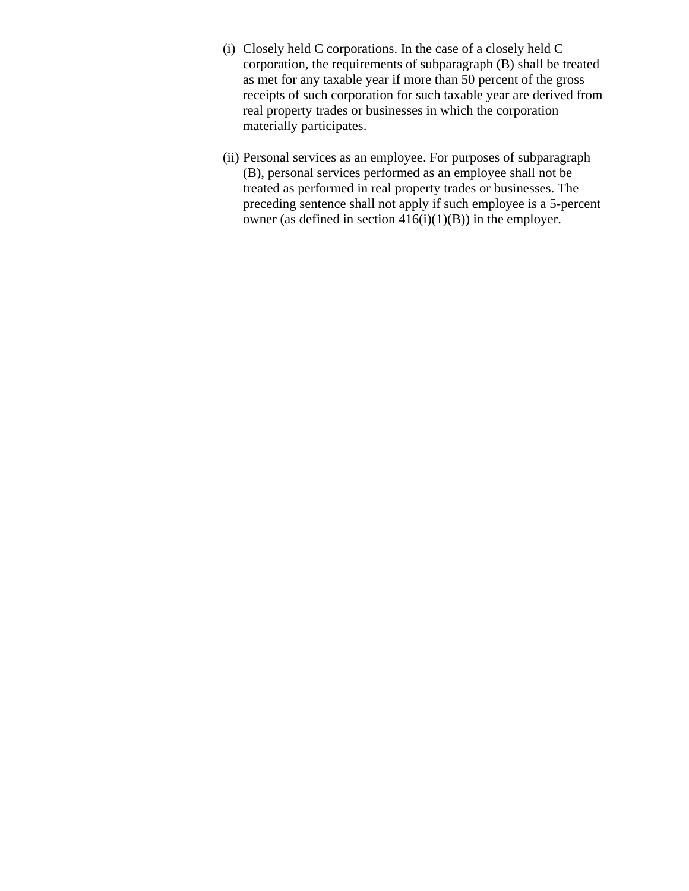(i) Closely held C corporations. In the case of a closely held C corporation, the requirements of subparagraph (B) shall be treated as met for any taxable year if more than 50 percent of the gross receipts of such corporation for such taxable year are derived from real property trades or businesses in which the corporation materially participates.

(ii) Personal services as an employee. For purposes of subparagraph (B), personal services performed as an employee shall not be treated as performed in real property trades or businesses. The preceding sentence shall not apply if such employee is a 5-percent owner (as defined in section 416(i)(1)(B)) in the employer.